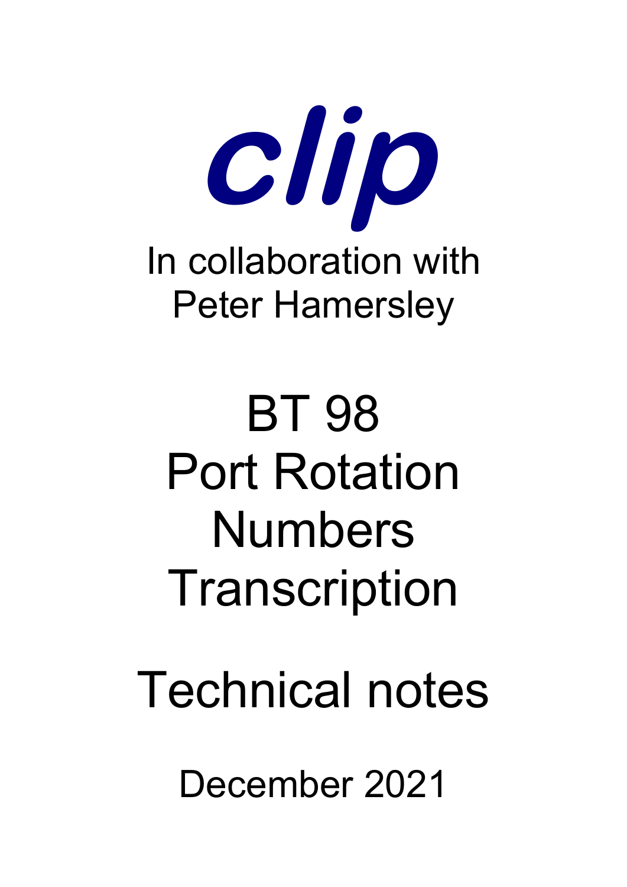# clip

In collaboration with
Peter Hamersley

# BT 98
# Port Rotation Numbers Transcription

## Technical notes

December 2021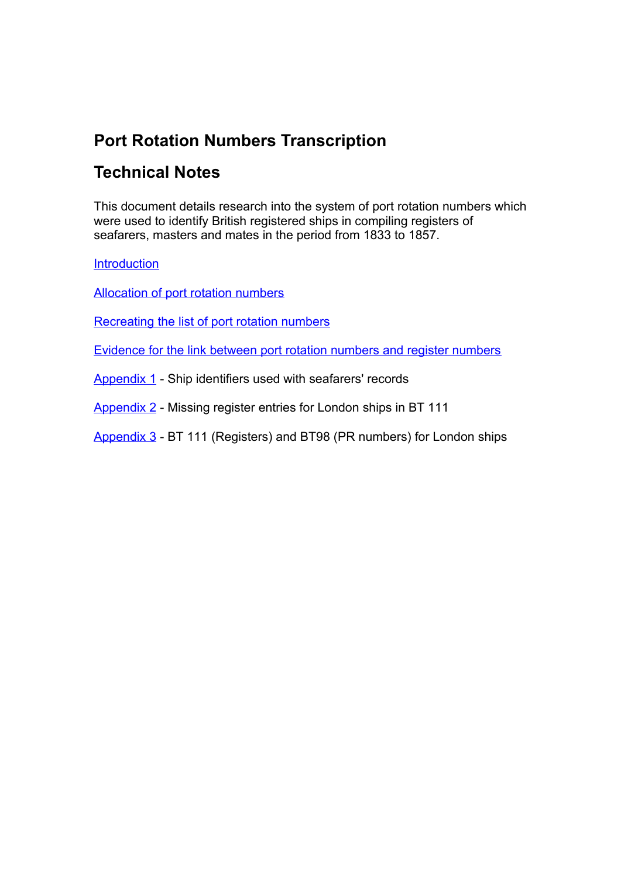# Port Rotation Numbers Transcription

## Technical Notes

This document details research into the system of port rotation numbers which were used to identify British registered ships in compiling registers of seafarers, masters and mates in the period from 1833 to 1857.

Introduction

Allocation of port rotation numbers

Recreating the list of port rotation numbers

Evidence for the link between port rotation numbers and register numbers

Appendix 1 - Ship identifiers used with seafarers' records

Appendix 2 - Missing register entries for London ships in BT 111

Appendix 3 - BT 111 (Registers) and BT98 (PR numbers) for London ships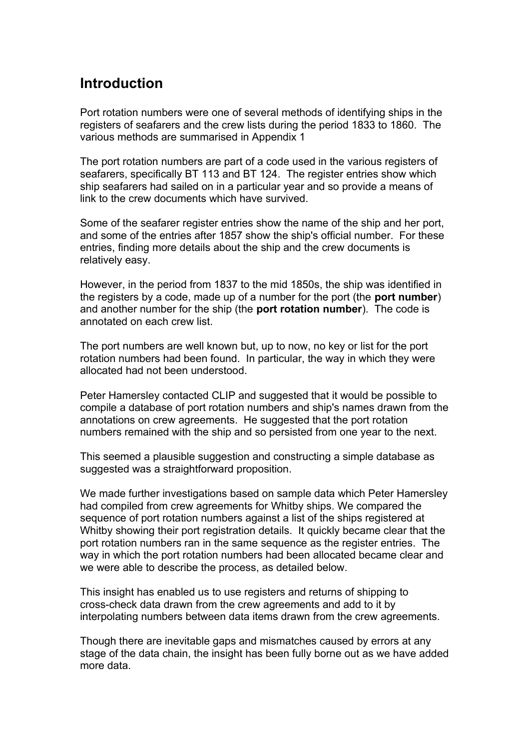## Introduction

Port rotation numbers were one of several methods of identifying ships in the registers of seafarers and the crew lists during the period 1833 to 1860. The various methods are summarised in Appendix 1

The port rotation numbers are part of a code used in the various registers of seafarers, specifically BT 113 and BT 124. The register entries show which ship seafarers had sailed on in a particular year and so provide a means of link to the crew documents which have survived.

Some of the seafarer register entries show the name of the ship and her port, and some of the entries after 1857 show the ship's official number. For these entries, finding more details about the ship and the crew documents is relatively easy.

However, in the period from 1837 to the mid 1850s, the ship was identified in the registers by a code, made up of a number for the port (the **port number**) and another number for the ship (the **port rotation number**). The code is annotated on each crew list.

The port numbers are well known but, up to now, no key or list for the port rotation numbers had been found. In particular, the way in which they were allocated had not been understood.

Peter Hamersley contacted CLIP and suggested that it would be possible to compile a database of port rotation numbers and ship's names drawn from the annotations on crew agreements. He suggested that the port rotation numbers remained with the ship and so persisted from one year to the next.

This seemed a plausible suggestion and constructing a simple database as suggested was a straightforward proposition.

We made further investigations based on sample data which Peter Hamersley had compiled from crew agreements for Whitby ships. We compared the sequence of port rotation numbers against a list of the ships registered at Whitby showing their port registration details. It quickly became clear that the port rotation numbers ran in the same sequence as the register entries. The way in which the port rotation numbers had been allocated became clear and we were able to describe the process, as detailed below.

This insight has enabled us to use registers and returns of shipping to cross-check data drawn from the crew agreements and add to it by interpolating numbers between data items drawn from the crew agreements.

Though there are inevitable gaps and mismatches caused by errors at any stage of the data chain, the insight has been fully borne out as we have added more data.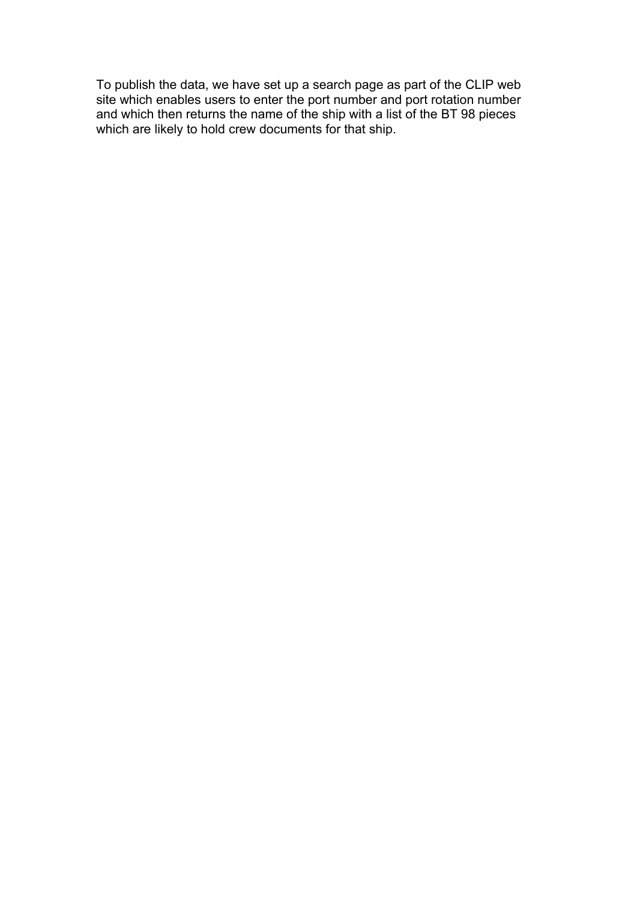To publish the data, we have set up a search page as part of the CLIP web site which enables users to enter the port number and port rotation number and which then returns the name of the ship with a list of the BT 98 pieces which are likely to hold crew documents for that ship.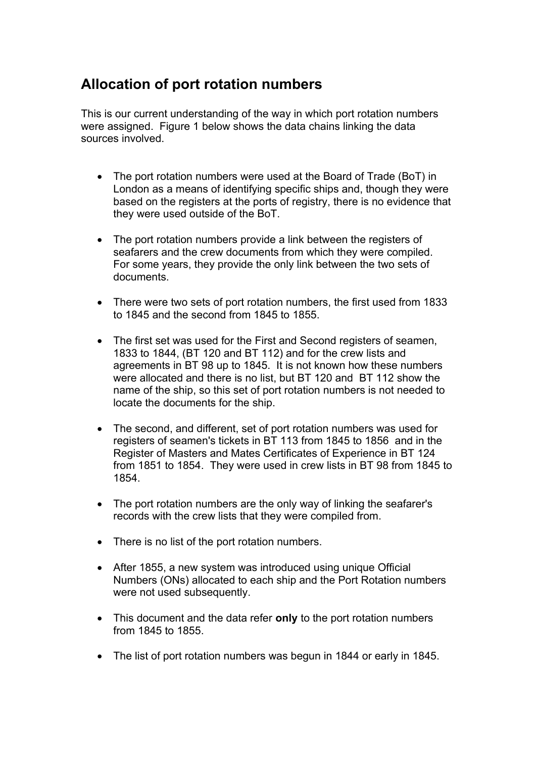## Allocation of port rotation numbers

This is our current understanding of the way in which port rotation numbers were assigned. Figure 1 below shows the data chains linking the data sources involved.

- The port rotation numbers were used at the Board of Trade (BoT) in London as a means of identifying specific ships and, though they were based on the registers at the ports of registry, there is no evidence that they were used outside of the BoT.
- The port rotation numbers provide a link between the registers of seafarers and the crew documents from which they were compiled. For some years, they provide the only link between the two sets of documents.
- There were two sets of port rotation numbers, the first used from 1833 to 1845 and the second from 1845 to 1855.
- The first set was used for the First and Second registers of seamen, 1833 to 1844, (BT 120 and BT 112) and for the crew lists and agreements in BT 98 up to 1845. It is not known how these numbers were allocated and there is no list, but BT 120 and BT 112 show the name of the ship, so this set of port rotation numbers is not needed to locate the documents for the ship.
- The second, and different, set of port rotation numbers was used for registers of seamen's tickets in BT 113 from 1845 to 1856 and in the Register of Masters and Mates Certificates of Experience in BT 124 from 1851 to 1854. They were used in crew lists in BT 98 from 1845 to 1854.
- The port rotation numbers are the only way of linking the seafarer's records with the crew lists that they were compiled from.
- There is no list of the port rotation numbers.
- After 1855, a new system was introduced using unique Official Numbers (ONs) allocated to each ship and the Port Rotation numbers were not used subsequently.
- This document and the data refer **only** to the port rotation numbers from 1845 to 1855.
- The list of port rotation numbers was begun in 1844 or early in 1845.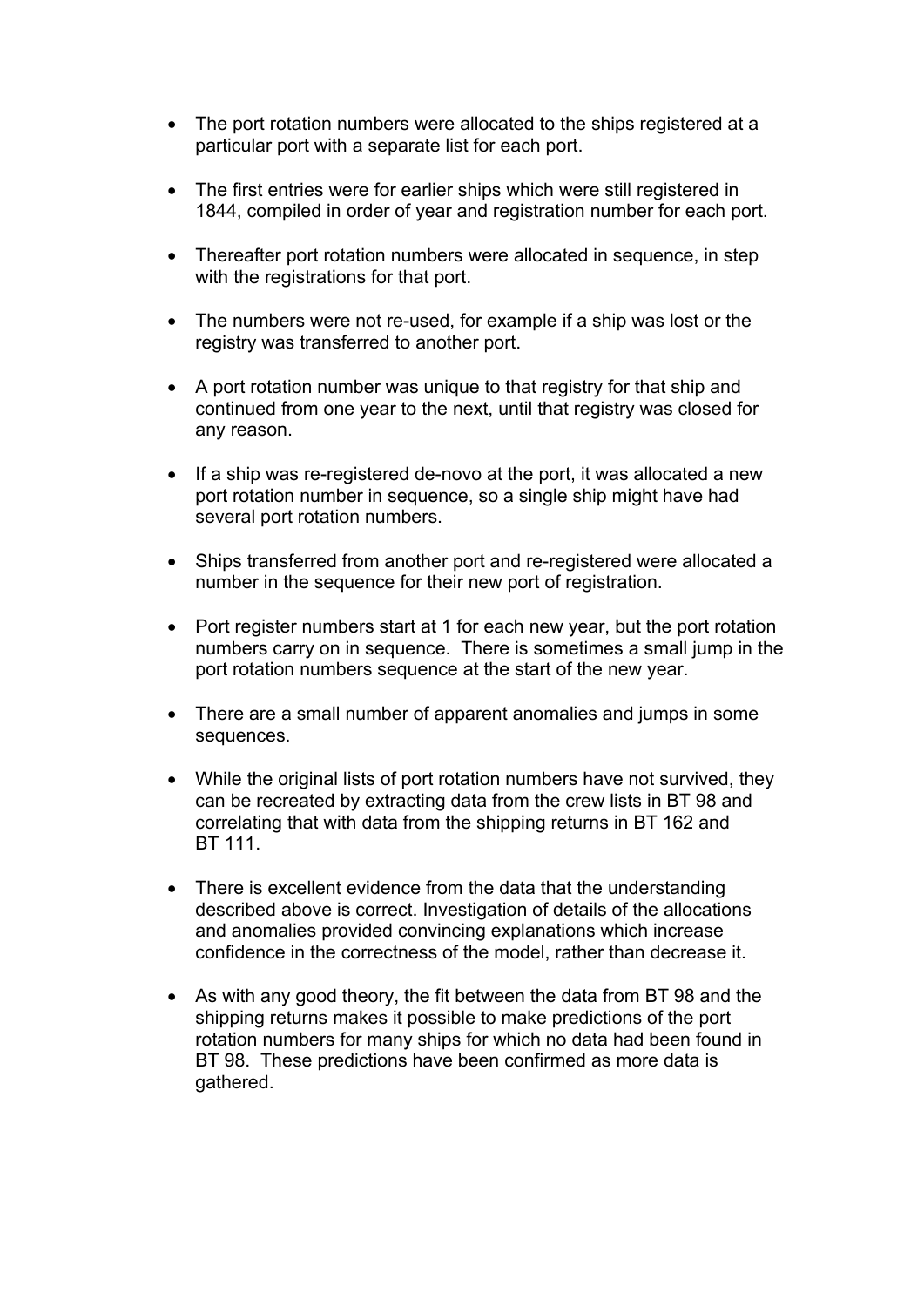- The port rotation numbers were allocated to the ships registered at a particular port with a separate list for each port.

- The first entries were for earlier ships which were still registered in 1844, compiled in order of year and registration number for each port.

- Thereafter port rotation numbers were allocated in sequence, in step with the registrations for that port.

- The numbers were not re-used, for example if a ship was lost or the registry was transferred to another port.

- A port rotation number was unique to that registry for that ship and continued from one year to the next, until that registry was closed for any reason.

- If a ship was re-registered de-novo at the port, it was allocated a new port rotation number in sequence, so a single ship might have had several port rotation numbers.

- Ships transferred from another port and re-registered were allocated a number in the sequence for their new port of registration.

- Port register numbers start at 1 for each new year, but the port rotation numbers carry on in sequence. There is sometimes a small jump in the port rotation numbers sequence at the start of the new year.

- There are a small number of apparent anomalies and jumps in some sequences.

- While the original lists of port rotation numbers have not survived, they can be recreated by extracting data from the crew lists in BT 98 and correlating that with data from the shipping returns in BT 162 and BT 111.

- There is excellent evidence from the data that the understanding described above is correct. Investigation of details of the allocations and anomalies provided convincing explanations which increase confidence in the correctness of the model, rather than decrease it.

- As with any good theory, the fit between the data from BT 98 and the shipping returns makes it possible to make predictions of the port rotation numbers for many ships for which no data had been found in BT 98. These predictions have been confirmed as more data is gathered.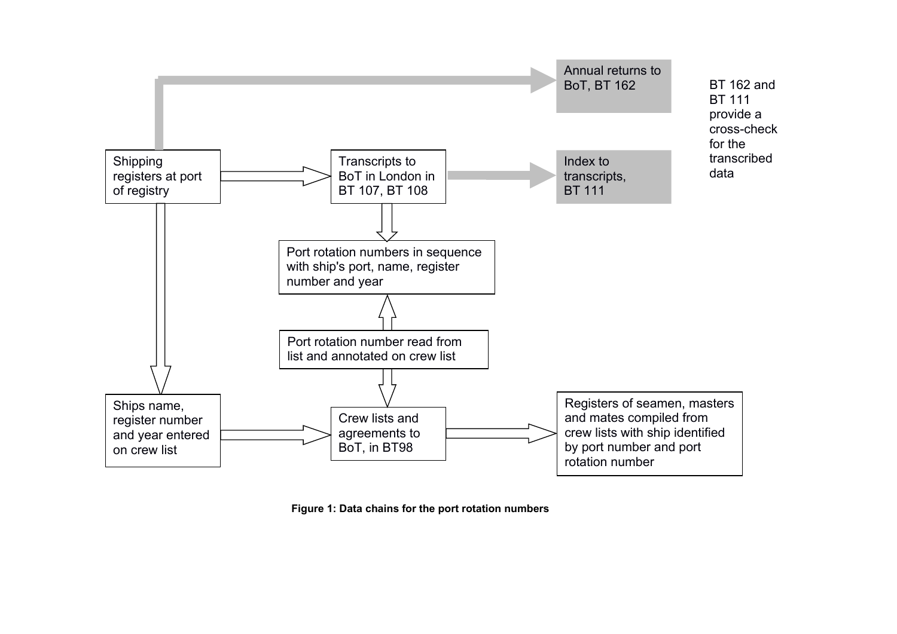Shipping registers at port of registry

Annual returns to BoT, BT 162

Transcripts to BoT in London in BT 107, BT 108

Index to transcripts, BT 111

BT 162 and BT 111 provide a cross-check for the transcribed data

Port rotation numbers in sequence with ship's port, name, register number and year

Port rotation number read from list and annotated on crew list

Ships name, register number and year entered on crew list

Crew lists and agreements to BoT, in BT98

Registers of seamen, masters and mates compiled from crew lists with ship identified by port number and port rotation number

**Figure 1: Data chains for the port rotation numbers**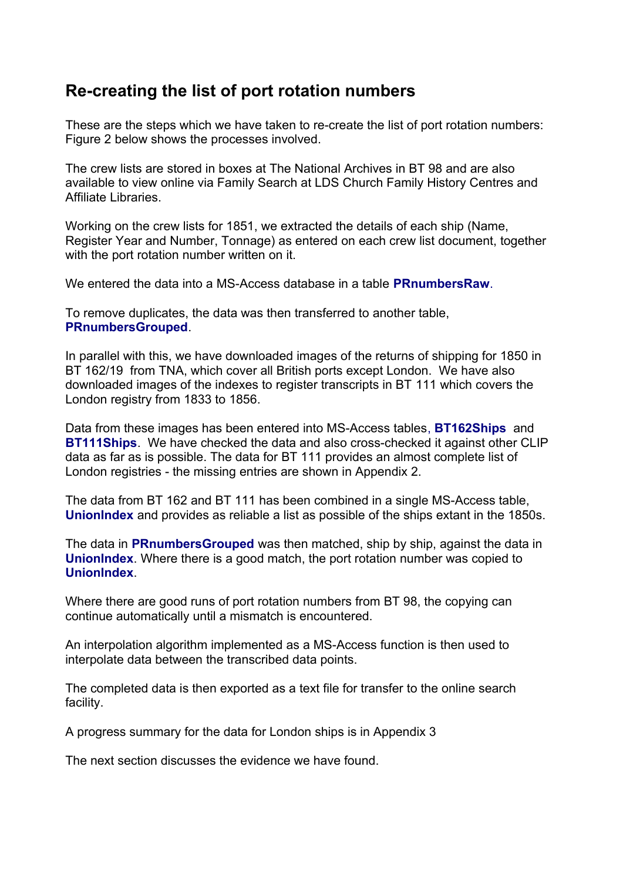## Re-creating the list of port rotation numbers

These are the steps which we have taken to re-create the list of port rotation numbers: Figure 2 below shows the processes involved.

The crew lists are stored in boxes at The National Archives in BT 98 and are also available to view online via Family Search at LDS Church Family History Centres and Affiliate Libraries.

Working on the crew lists for 1851, we extracted the details of each ship (Name, Register Year and Number, Tonnage) as entered on each crew list document, together with the port rotation number written on it.

We entered the data into a MS-Access database in a table **PRnumbersRaw**.

To remove duplicates, the data was then transferred to another table, **PRnumbersGrouped**.

In parallel with this, we have downloaded images of the returns of shipping for 1850 in BT 162/19 from TNA, which cover all British ports except London. We have also downloaded images of the indexes to register transcripts in BT 111 which covers the London registry from 1833 to 1856.

Data from these images has been entered into MS-Access tables, **BT162Ships** and **BT111Ships**. We have checked the data and also cross-checked it against other CLIP data as far as is possible. The data for BT 111 provides an almost complete list of London registries - the missing entries are shown in Appendix 2.

The data from BT 162 and BT 111 has been combined in a single MS-Access table, **UnionIndex** and provides as reliable a list as possible of the ships extant in the 1850s.

The data in **PRnumbersGrouped** was then matched, ship by ship, against the data in **UnionIndex**. Where there is a good match, the port rotation number was copied to **UnionIndex**.

Where there are good runs of port rotation numbers from BT 98, the copying can continue automatically until a mismatch is encountered.

An interpolation algorithm implemented as a MS-Access function is then used to interpolate data between the transcribed data points.

The completed data is then exported as a text file for transfer to the online search facility.

A progress summary for the data for London ships is in Appendix 3

The next section discusses the evidence we have found.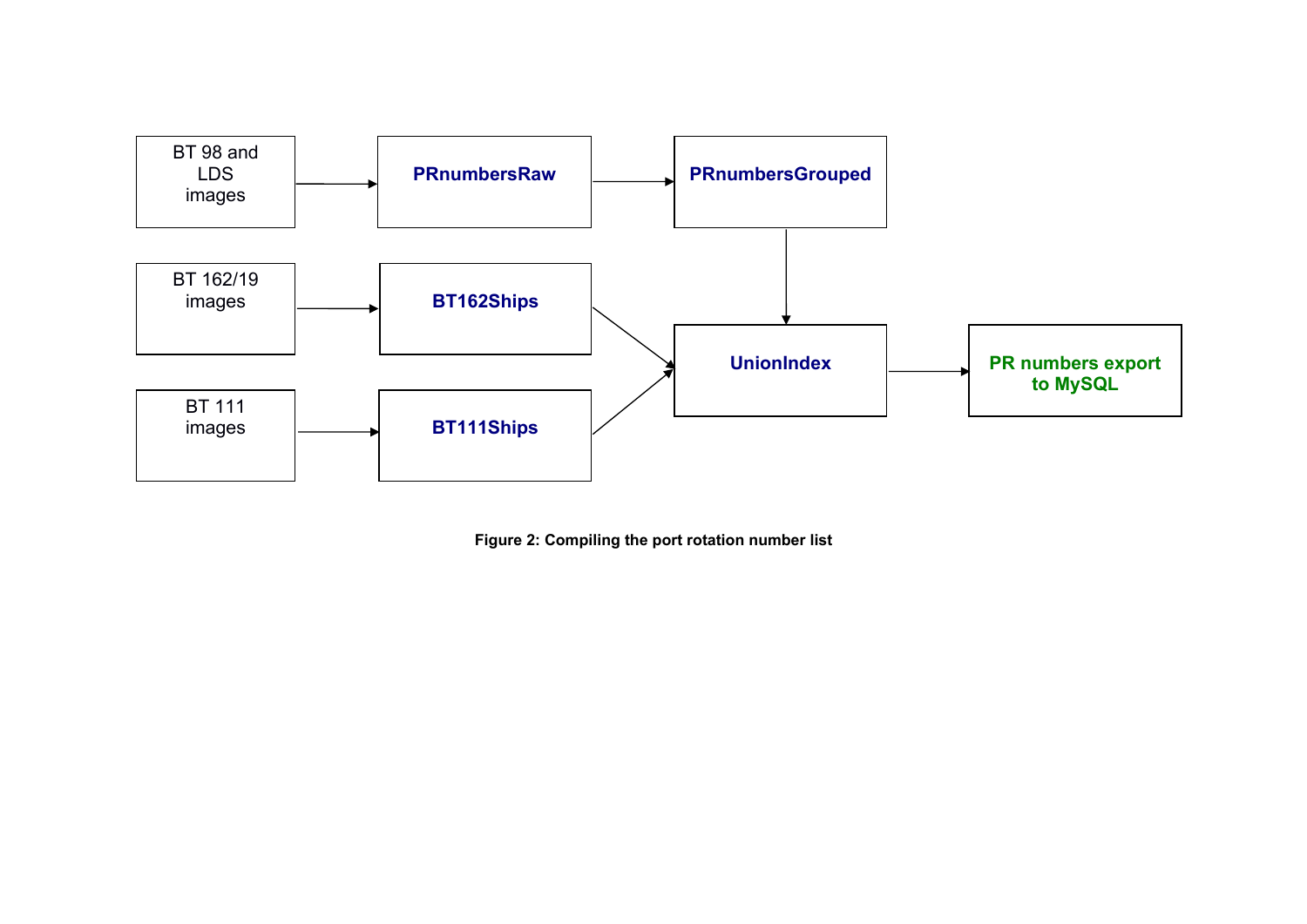BT 98 and LDS images → PRnumbersRaw → PRnumbersGrouped → UnionIndex

BT 162/19 images → BT162Ships → UnionIndex

BT 111 images → BT111Ships → UnionIndex

UnionIndex → PR numbers export to MySQL

**Figure 2: Compiling the port rotation number list**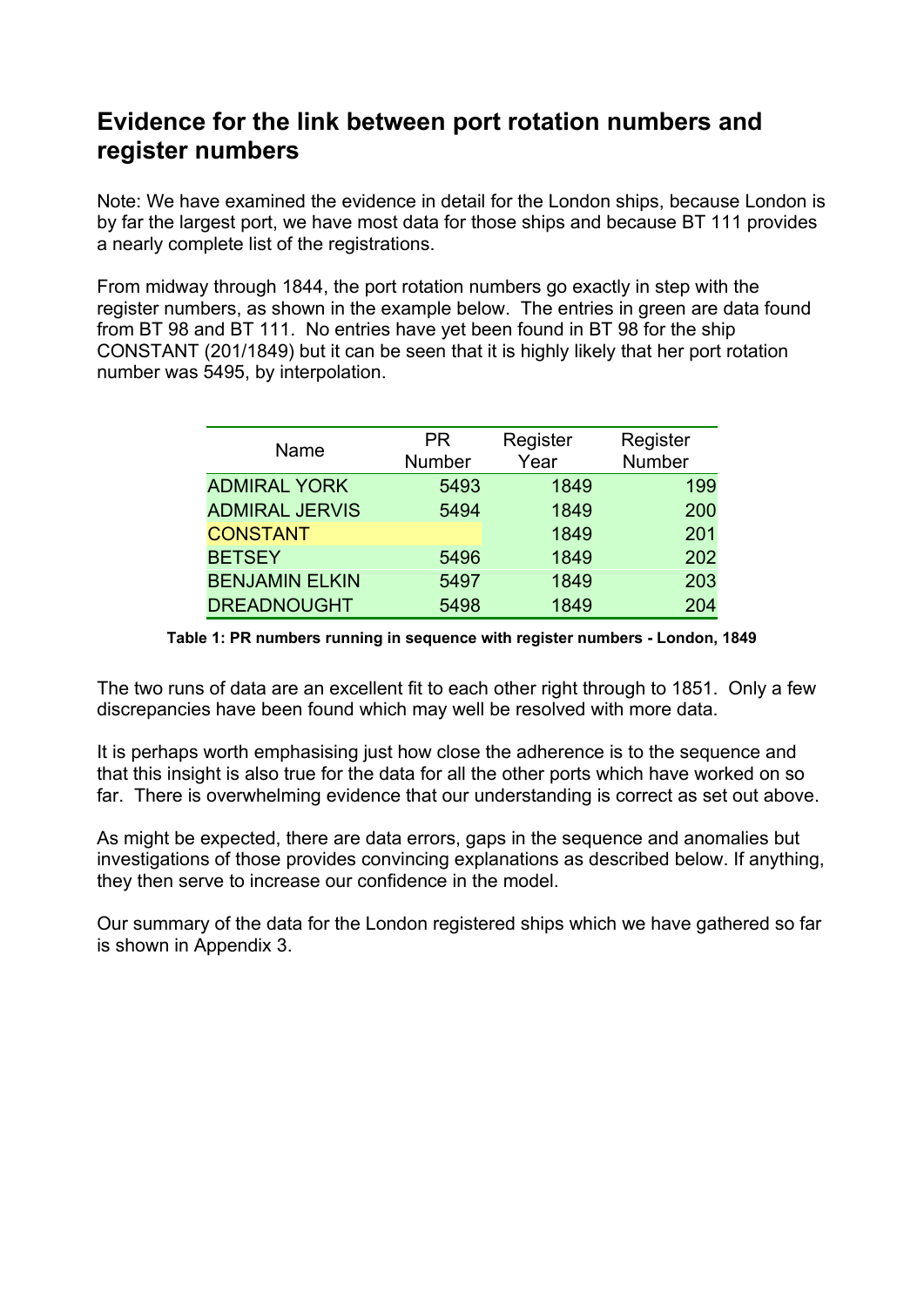## Evidence for the link between port rotation numbers and register numbers

Note: We have examined the evidence in detail for the London ships, because London is by far the largest port, we have most data for those ships and because BT 111 provides a nearly complete list of the registrations.

From midway through 1844, the port rotation numbers go exactly in step with the register numbers, as shown in the example below. The entries in green are data found from BT 98 and BT 111. No entries have yet been found in BT 98 for the ship CONSTANT (201/1849) but it can be seen that it is highly likely that her port rotation number was 5495, by interpolation.

| Name | PR Number | Register Year | Register Number |
|---|---|---|---|
| ADMIRAL YORK | 5493 | 1849 | 199 |
| ADMIRAL JERVIS | 5494 | 1849 | 200 |
| CONSTANT | | 1849 | 201 |
| BETSEY | 5496 | 1849 | 202 |
| BENJAMIN ELKIN | 5497 | 1849 | 203 |
| DREADNOUGHT | 5498 | 1849 | 204 |

**Table 1: PR numbers running in sequence with register numbers - London, 1849**

The two runs of data are an excellent fit to each other right through to 1851. Only a few discrepancies have been found which may well be resolved with more data.

It is perhaps worth emphasising just how close the adherence is to the sequence and that this insight is also true for the data for all the other ports which have worked on so far. There is overwhelming evidence that our understanding is correct as set out above.

As might be expected, there are data errors, gaps in the sequence and anomalies but investigations of those provides convincing explanations as described below. If anything, they then serve to increase our confidence in the model.

Our summary of the data for the London registered ships which we have gathered so far is shown in Appendix 3.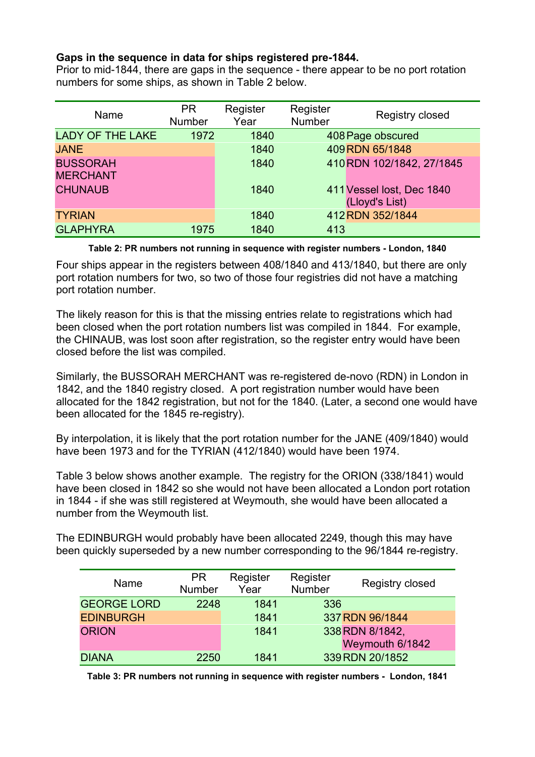**Gaps in the sequence in data for ships registered pre-1844.**

Prior to mid-1844, there are gaps in the sequence - there appear to be no port rotation numbers for some ships, as shown in Table 2 below.

| Name | PR Number | Register Year | Register Number | Registry closed |
|---|---|---|---|---|
| LADY OF THE LAKE | 1972 | 1840 | 408 | Page obscured |
| JANE | | 1840 | 409 | RDN 65/1848 |
| BUSSORAH MERCHANT | | 1840 | 410 | RDN 102/1842, 27/1845 |
| CHUNAUB | | 1840 | 411 | Vessel lost, Dec 1840 (Lloyd's List) |
| TYRIAN | | 1840 | 412 | RDN 352/1844 |
| GLAPHYRA | 1975 | 1840 | 413 | |

**Table 2: PR numbers not running in sequence with register numbers - London, 1840**

Four ships appear in the registers between 408/1840 and 413/1840, but there are only port rotation numbers for two, so two of those four registries did not have a matching port rotation number.

The likely reason for this is that the missing entries relate to registrations which had been closed when the port rotation numbers list was compiled in 1844. For example, the CHINAUB, was lost soon after registration, so the register entry would have been closed before the list was compiled.

Similarly, the BUSSORAH MERCHANT was re-registered de-novo (RDN) in London in 1842, and the 1840 registry closed. A port registration number would have been allocated for the 1842 registration, but not for the 1840. (Later, a second one would have been allocated for the 1845 re-registry).

By interpolation, it is likely that the port rotation number for the JANE (409/1840) would have been 1973 and for the TYRIAN (412/1840) would have been 1974.

Table 3 below shows another example. The registry for the ORION (338/1841) would have been closed in 1842 so she would not have been allocated a London port rotation in 1844 - if she was still registered at Weymouth, she would have been allocated a number from the Weymouth list.

The EDINBURGH would probably have been allocated 2249, though this may have been quickly superseded by a new number corresponding to the 96/1844 re-registry.

| Name | PR Number | Register Year | Register Number | Registry closed |
|---|---|---|---|---|
| GEORGE LORD | 2248 | 1841 | 336 | |
| EDINBURGH | | 1841 | 337 | RDN 96/1844 |
| ORION | | 1841 | 338 | RDN 8/1842, Weymouth 6/1842 |
| DIANA | 2250 | 1841 | 339 | RDN 20/1852 |

**Table 3: PR numbers not running in sequence with register numbers - London, 1841**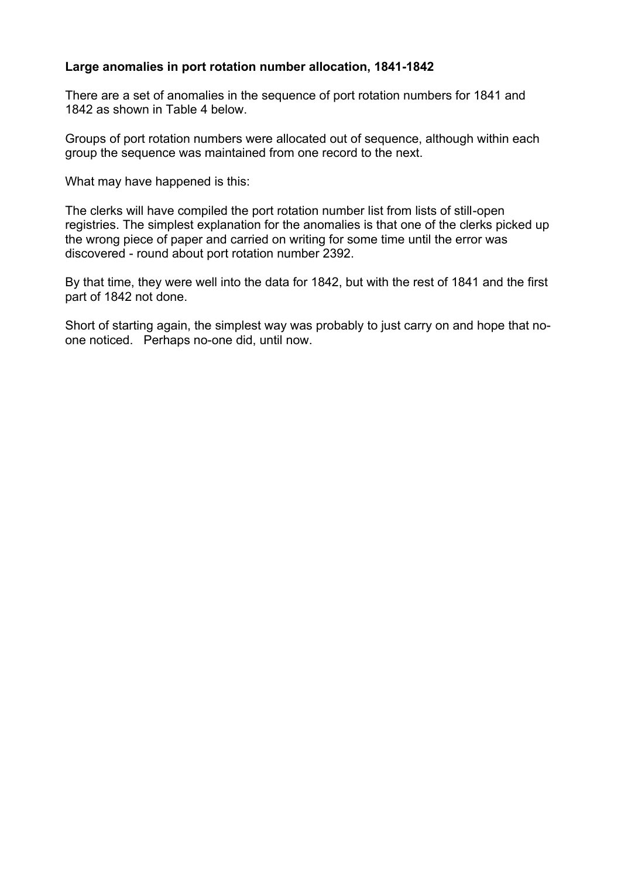**Large anomalies in port rotation number allocation, 1841-1842**

There are a set of anomalies in the sequence of port rotation numbers for 1841 and 1842 as shown in Table 4 below.

Groups of port rotation numbers were allocated out of sequence, although within each group the sequence was maintained from one record to the next.

What may have happened is this:

The clerks will have compiled the port rotation number list from lists of still-open registries. The simplest explanation for the anomalies is that one of the clerks picked up the wrong piece of paper and carried on writing for some time until the error was discovered - round about port rotation number 2392.

By that time, they were well into the data for 1842, but with the rest of 1841 and the first part of 1842 not done.

Short of starting again, the simplest way was probably to just carry on and hope that no-one noticed. Perhaps no-one did, until now.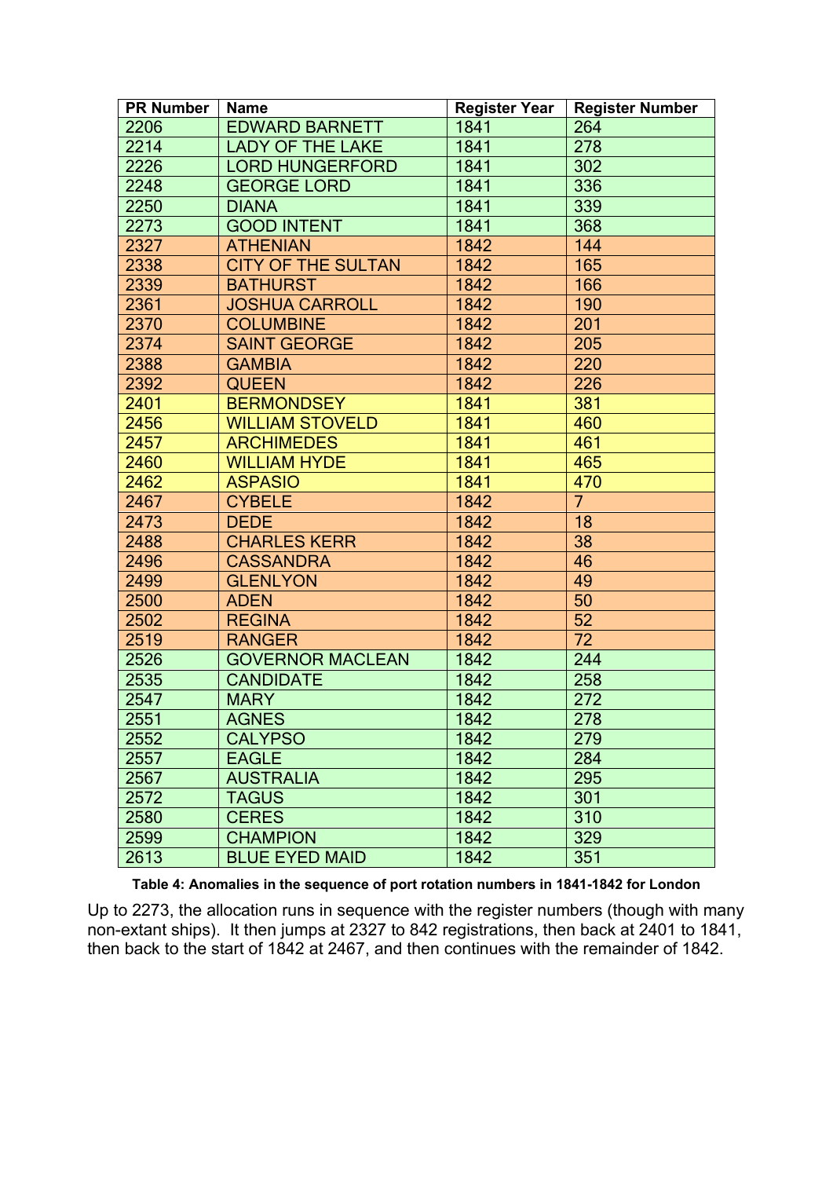| PR Number | Name | Register Year | Register Number |
|---|---|---|---|
| 2206 | EDWARD BARNETT | 1841 | 264 |
| 2214 | LADY OF THE LAKE | 1841 | 278 |
| 2226 | LORD HUNGERFORD | 1841 | 302 |
| 2248 | GEORGE LORD | 1841 | 336 |
| 2250 | DIANA | 1841 | 339 |
| 2273 | GOOD INTENT | 1841 | 368 |
| 2327 | ATHENIAN | 1842 | 144 |
| 2338 | CITY OF THE SULTAN | 1842 | 165 |
| 2339 | BATHURST | 1842 | 166 |
| 2361 | JOSHUA CARROLL | 1842 | 190 |
| 2370 | COLUMBINE | 1842 | 201 |
| 2374 | SAINT GEORGE | 1842 | 205 |
| 2388 | GAMBIA | 1842 | 220 |
| 2392 | QUEEN | 1842 | 226 |
| 2401 | BERMONDSEY | 1841 | 381 |
| 2456 | WILLIAM STOVELD | 1841 | 460 |
| 2457 | ARCHIMEDES | 1841 | 461 |
| 2460 | WILLIAM HYDE | 1841 | 465 |
| 2462 | ASPASIO | 1841 | 470 |
| 2467 | CYBELE | 1842 | 7 |
| 2473 | DEDE | 1842 | 18 |
| 2488 | CHARLES KERR | 1842 | 38 |
| 2496 | CASSANDRA | 1842 | 46 |
| 2499 | GLENLYON | 1842 | 49 |
| 2500 | ADEN | 1842 | 50 |
| 2502 | REGINA | 1842 | 52 |
| 2519 | RANGER | 1842 | 72 |
| 2526 | GOVERNOR MACLEAN | 1842 | 244 |
| 2535 | CANDIDATE | 1842 | 258 |
| 2547 | MARY | 1842 | 272 |
| 2551 | AGNES | 1842 | 278 |
| 2552 | CALYPSO | 1842 | 279 |
| 2557 | EAGLE | 1842 | 284 |
| 2567 | AUSTRALIA | 1842 | 295 |
| 2572 | TAGUS | 1842 | 301 |
| 2580 | CERES | 1842 | 310 |
| 2599 | CHAMPION | 1842 | 329 |
| 2613 | BLUE EYED MAID | 1842 | 351 |

**Table 4: Anomalies in the sequence of port rotation numbers in 1841-1842 for London**

Up to 2273, the allocation runs in sequence with the register numbers (though with many non-extant ships). It then jumps at 2327 to 842 registrations, then back at 2401 to 1841, then back to the start of 1842 at 2467, and then continues with the remainder of 1842.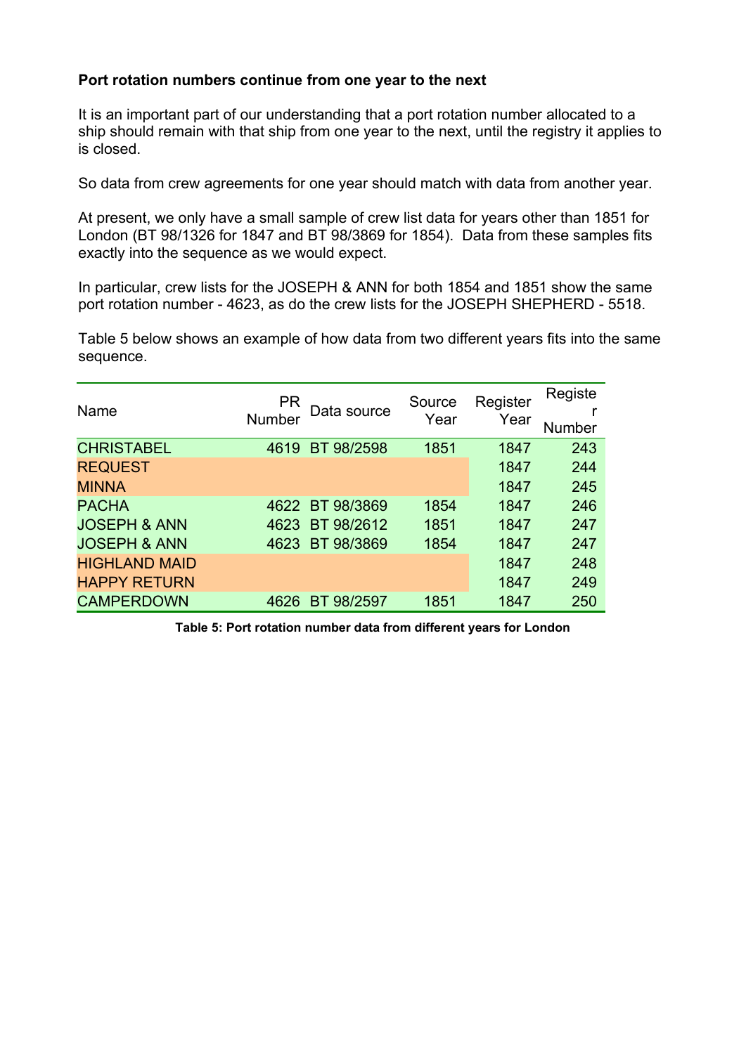**Port rotation numbers continue from one year to the next**

It is an important part of our understanding that a port rotation number allocated to a ship should remain with that ship from one year to the next, until the registry it applies to is closed.

So data from crew agreements for one year should match with data from another year.

At present, we only have a small sample of crew list data for years other than 1851 for London (BT 98/1326 for 1847 and BT 98/3869 for 1854). Data from these samples fits exactly into the sequence as we would expect.

In particular, crew lists for the JOSEPH & ANN for both 1854 and 1851 show the same port rotation number - 4623, as do the crew lists for the JOSEPH SHEPHERD - 5518.

Table 5 below shows an example of how data from two different years fits into the same sequence.

| Name | PR Number | Data source | Source Year | Register Year | Register Number |
|---|---|---|---|---|---|
| CHRISTABEL | 4619 | BT 98/2598 | 1851 | 1847 | 243 |
| REQUEST | | | | 1847 | 244 |
| MINNA | | | | 1847 | 245 |
| PACHA | 4622 | BT 98/3869 | 1854 | 1847 | 246 |
| JOSEPH & ANN | 4623 | BT 98/2612 | 1851 | 1847 | 247 |
| JOSEPH & ANN | 4623 | BT 98/3869 | 1854 | 1847 | 247 |
| HIGHLAND MAID | | | | 1847 | 248 |
| HAPPY RETURN | | | | 1847 | 249 |
| CAMPERDOWN | 4626 | BT 98/2597 | 1851 | 1847 | 250 |

**Table 5: Port rotation number data from different years for London**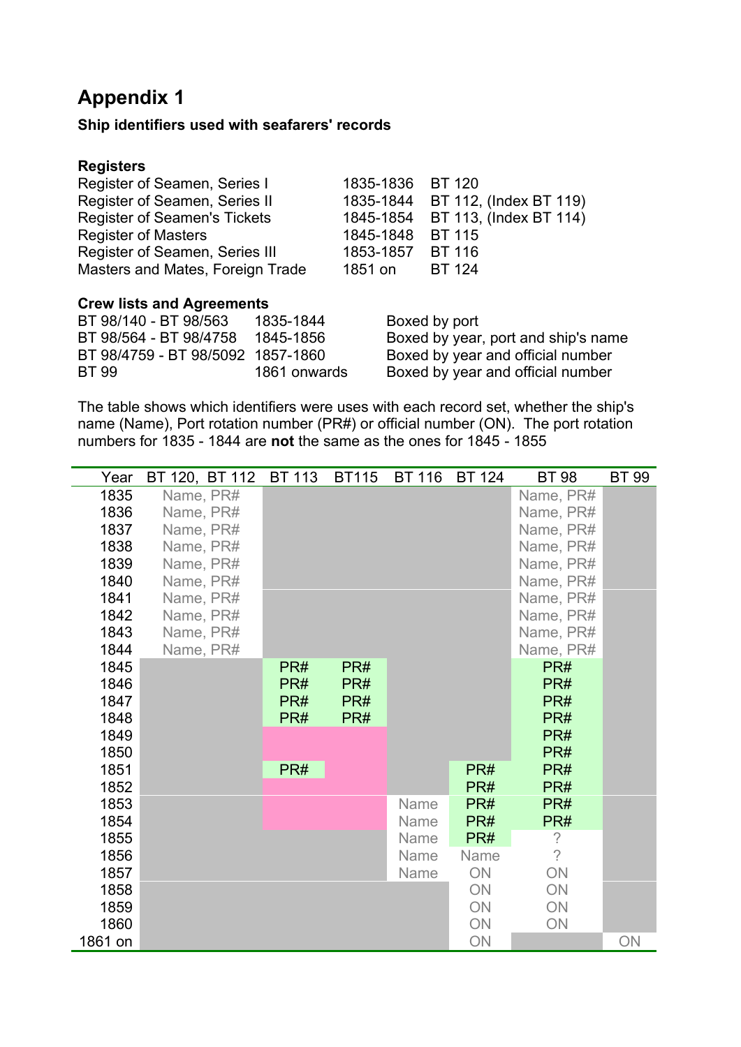# Appendix 1

**Ship identifiers used with seafarers' records**

**Registers**

| | | |
|---|---|---|
| Register of Seamen, Series I | 1835-1836 | BT 120 |
| Register of Seamen, Series II | 1835-1844 | BT 112, (Index BT 119) |
| Register of Seamen's Tickets | 1845-1854 | BT 113, (Index BT 114) |
| Register of Masters | 1845-1848 | BT 115 |
| Register of Seamen, Series III | 1853-1857 | BT 116 |
| Masters and Mates, Foreign Trade | 1851 on | BT 124 |

**Crew lists and Agreements**

| | | |
|---|---|---|
| BT 98/140 - BT 98/563 | 1835-1844 | Boxed by port |
| BT 98/564 - BT 98/4758 | 1845-1856 | Boxed by year, port and ship's name |
| BT 98/4759 - BT 98/5092 | 1857-1860 | Boxed by year and official number |
| BT 99 | 1861 onwards | Boxed by year and official number |

The table shows which identifiers were uses with each record set, whether the ship's name (Name), Port rotation number (PR#) or official number (ON). The port rotation numbers for 1835 - 1844 are **not** the same as the ones for 1845 - 1855

| Year | BT 120, BT 112 | BT 113 | BT115 | BT 116 | BT 124 | BT 98 | BT 99 |
|---|---|---|---|---|---|---|---|
| 1835 | Name, PR# | | | | | Name, PR# | |
| 1836 | Name, PR# | | | | | Name, PR# | |
| 1837 | Name, PR# | | | | | Name, PR# | |
| 1838 | Name, PR# | | | | | Name, PR# | |
| 1839 | Name, PR# | | | | | Name, PR# | |
| 1840 | Name, PR# | | | | | Name, PR# | |
| 1841 | Name, PR# | | | | | Name, PR# | |
| 1842 | Name, PR# | | | | | Name, PR# | |
| 1843 | Name, PR# | | | | | Name, PR# | |
| 1844 | Name, PR# | | | | | Name, PR# | |
| 1845 | | PR# | PR# | | | PR# | |
| 1846 | | PR# | PR# | | | PR# | |
| 1847 | | PR# | PR# | | | PR# | |
| 1848 | | PR# | PR# | | | PR# | |
| 1849 | | | | | | PR# | |
| 1850 | | | | | | PR# | |
| 1851 | | PR# | | | PR# | PR# | |
| 1852 | | | | | PR# | PR# | |
| 1853 | | | | Name | PR# | PR# | |
| 1854 | | | | Name | PR# | PR# | |
| 1855 | | | | Name | PR# | ? | |
| 1856 | | | | Name | Name | ? | |
| 1857 | | | | Name | ON | ON | |
| 1858 | | | | | ON | ON | |
| 1859 | | | | | ON | ON | |
| 1860 | | | | | ON | ON | |
| 1861 on | | | | | ON | | ON |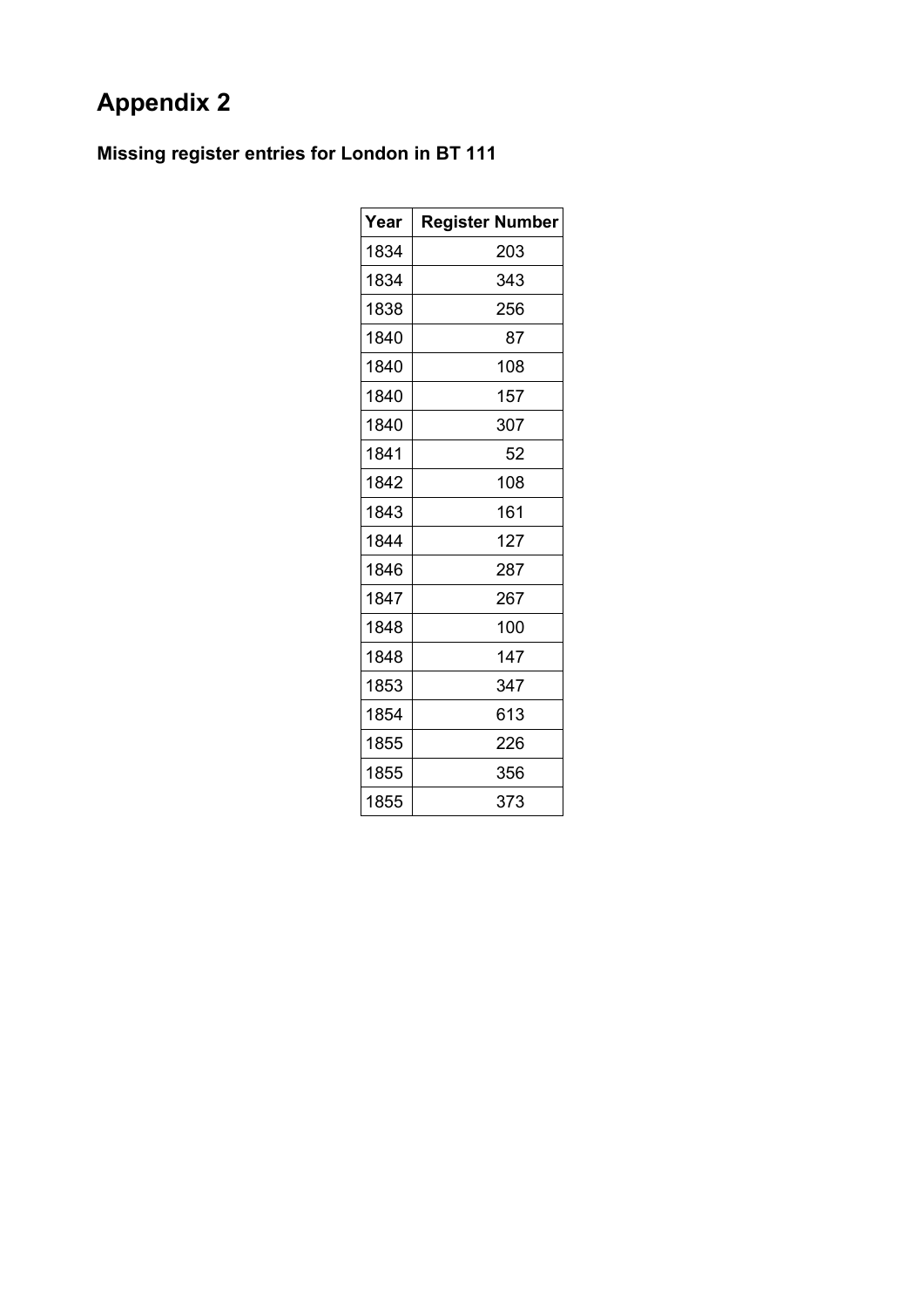# Appendix 2

### Missing register entries for London in BT 111

| Year | Register Number |
|---|---|
| 1834 | 203 |
| 1834 | 343 |
| 1838 | 256 |
| 1840 | 87 |
| 1840 | 108 |
| 1840 | 157 |
| 1840 | 307 |
| 1841 | 52 |
| 1842 | 108 |
| 1843 | 161 |
| 1844 | 127 |
| 1846 | 287 |
| 1847 | 267 |
| 1848 | 100 |
| 1848 | 147 |
| 1853 | 347 |
| 1854 | 613 |
| 1855 | 226 |
| 1855 | 356 |
| 1855 | 373 |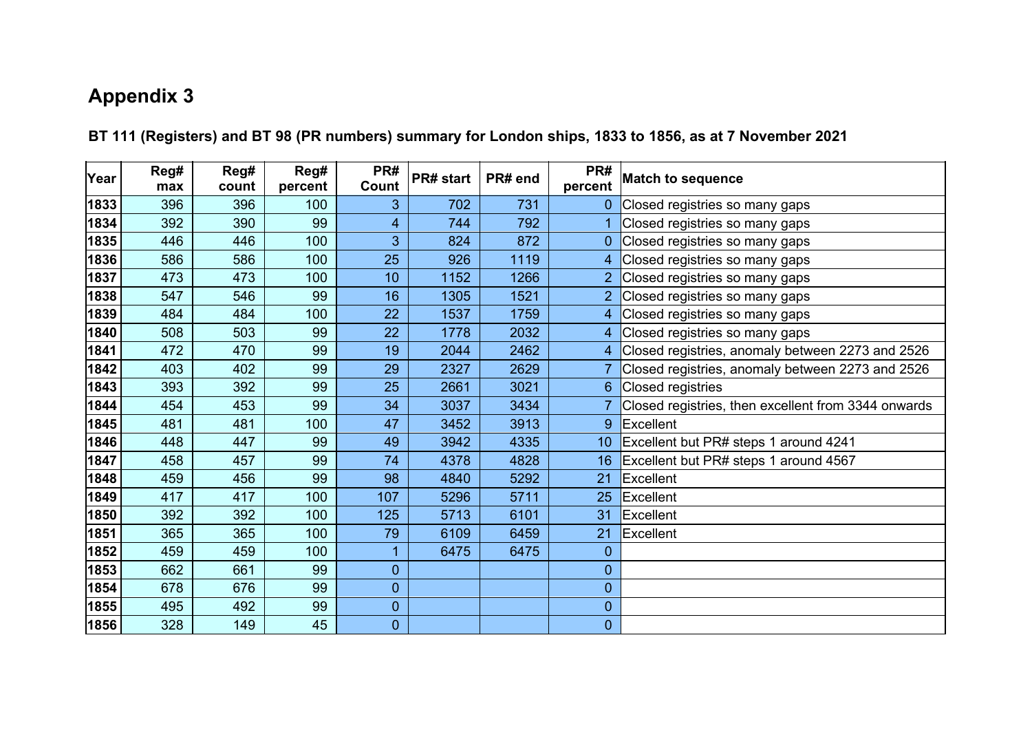# Appendix 3

**BT 111 (Registers) and BT 98 (PR numbers) summary for London ships, 1833 to 1856, as at 7 November 2021**

| Year | Reg# max | Reg# count | Reg# percent | PR# Count | PR# start | PR# end | PR# percent | Match to sequence |
|---|---|---|---|---|---|---|---|---|
| **1833** | 396 | 396 | 100 | 3 | 702 | 731 | 0 | Closed registries so many gaps |
| **1834** | 392 | 390 | 99 | 4 | 744 | 792 | 1 | Closed registries so many gaps |
| **1835** | 446 | 446 | 100 | 3 | 824 | 872 | 0 | Closed registries so many gaps |
| **1836** | 586 | 586 | 100 | 25 | 926 | 1119 | 4 | Closed registries so many gaps |
| **1837** | 473 | 473 | 100 | 10 | 1152 | 1266 | 2 | Closed registries so many gaps |
| **1838** | 547 | 546 | 99 | 16 | 1305 | 1521 | 2 | Closed registries so many gaps |
| **1839** | 484 | 484 | 100 | 22 | 1537 | 1759 | 4 | Closed registries so many gaps |
| **1840** | 508 | 503 | 99 | 22 | 1778 | 2032 | 4 | Closed registries so many gaps |
| **1841** | 472 | 470 | 99 | 19 | 2044 | 2462 | 4 | Closed registries, anomaly between 2273 and 2526 |
| **1842** | 403 | 402 | 99 | 29 | 2327 | 2629 | 7 | Closed registries, anomaly between 2273 and 2526 |
| **1843** | 393 | 392 | 99 | 25 | 2661 | 3021 | 6 | Closed registries |
| **1844** | 454 | 453 | 99 | 34 | 3037 | 3434 | 7 | Closed registries, then excellent from 3344 onwards |
| **1845** | 481 | 481 | 100 | 47 | 3452 | 3913 | 9 | Excellent |
| **1846** | 448 | 447 | 99 | 49 | 3942 | 4335 | 10 | Excellent but PR# steps 1 around 4241 |
| **1847** | 458 | 457 | 99 | 74 | 4378 | 4828 | 16 | Excellent but PR# steps 1 around 4567 |
| **1848** | 459 | 456 | 99 | 98 | 4840 | 5292 | 21 | Excellent |
| **1849** | 417 | 417 | 100 | 107 | 5296 | 5711 | 25 | Excellent |
| **1850** | 392 | 392 | 100 | 125 | 5713 | 6101 | 31 | Excellent |
| **1851** | 365 | 365 | 100 | 79 | 6109 | 6459 | 21 | Excellent |
| **1852** | 459 | 459 | 100 | 1 | 6475 | 6475 | 0 | |
| **1853** | 662 | 661 | 99 | 0 | | | 0 | |
| **1854** | 678 | 676 | 99 | 0 | | | 0 | |
| **1855** | 495 | 492 | 99 | 0 | | | 0 | |
| **1856** | 328 | 149 | 45 | 0 | | | 0 | |